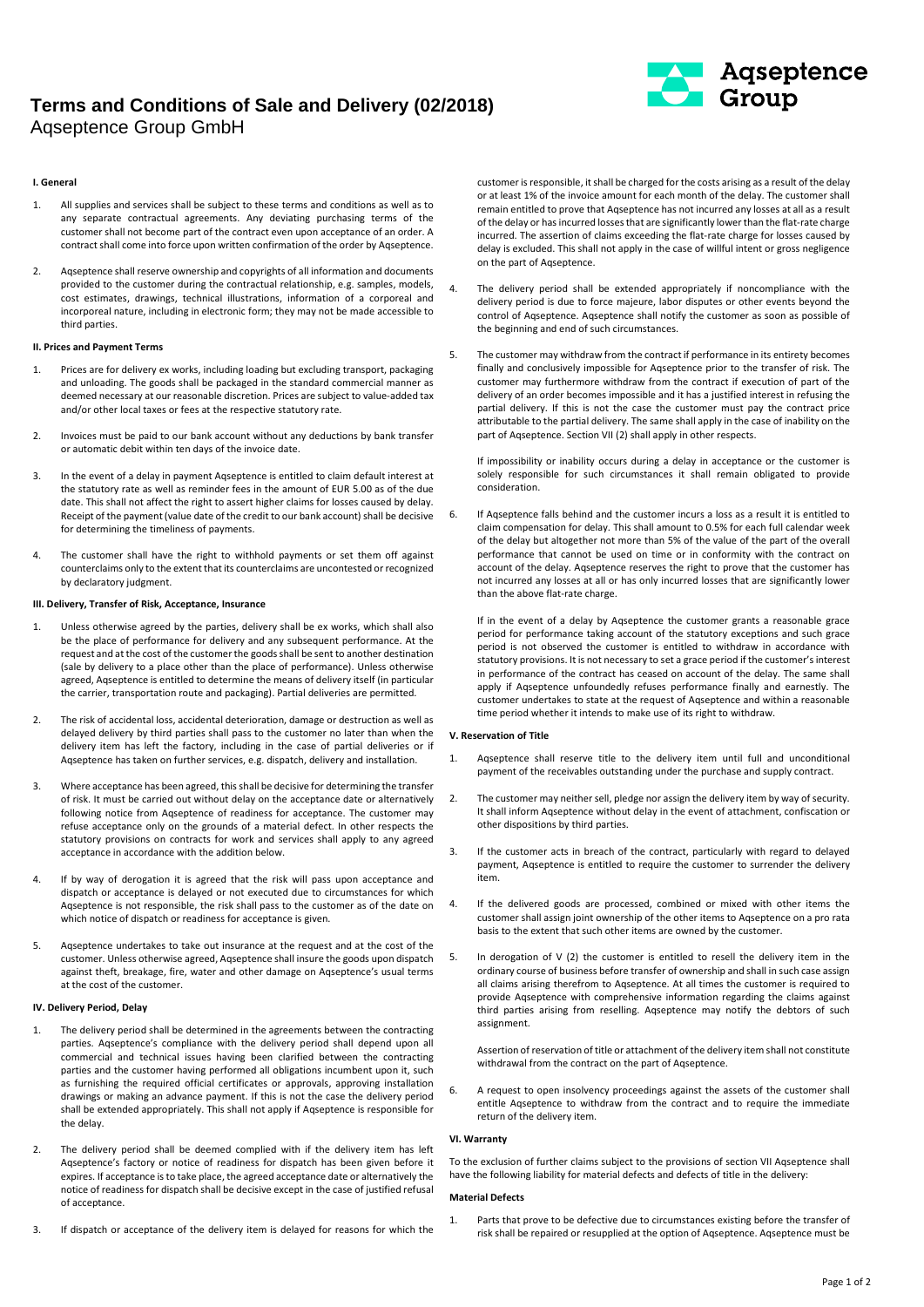# Terms and Conditions of Sale and Delivery (02/2018)

Aqseptence Group GmbH

Aqseptence Group

### I. General

1. All supplies and services shall be subject to these terms and conditions as well as to any separate contractual agreements. Any deviating purchasing terms of the customer shall not become part of the contract even upon acceptance of an order. A contract shall come into force upon written confirmation of the order by Aqseptence.

2. Aqseptence shall reserve ownership and copyrights of all information and documents provided to the customer during the contractual relationship, e.g. samples, models, cost estimates, drawings, technical illustrations, information of a corporeal and incorporeal nature, including in electronic form; they may not be made accessible to third parties.

### II. Prices and Payment Terms

1. Prices are for delivery ex works, including loading but excluding transport, packaging and unloading. The goods shall be packaged in the standard commercial manner as deemed necessary at our reasonable discretion. Prices are subject to value-added tax and/or other local taxes or fees at the respective statutory rate.

2. Invoices must be paid to our bank account without any deductions by bank transfer or automatic debit within ten days of the invoice date.

3. In the event of a delay in payment Aqseptence is entitled to claim default interest at the statutory rate as well as reminder fees in the amount of EUR 5.00 as of the due date. This shall not affect the right to assert higher claims for losses caused by delay. Receipt of the payment (value date of the credit to our bank account) shall be decisive for determining the timeliness of payments.

4. The customer shall have the right to withhold payments or set them off against counterclaims only to the extent that its counterclaims are uncontested or recognized by declaratory judgment.

### III. Delivery, Transfer of Risk, Acceptance, Insurance

1. Unless otherwise agreed by the parties, delivery shall be ex works, which shall also be the place of performance for delivery and any subsequent performance. At the request and at the cost of the customer the goods shall be sent to another destination (sale by delivery to a place other than the place of performance). Unless otherwise agreed, Aqseptence is entitled to determine the means of delivery itself (in particular the carrier, transportation route and packaging). Partial deliveries are permitted.

2. The risk of accidental loss, accidental deterioration, damage or destruction as well as delayed delivery by third parties shall pass to the customer no later than when the delivery item has left the factory, including in the case of partial deliveries or if Aqseptence has taken on further services, e.g. dispatch, delivery and installation.

3. Where acceptance has been agreed, this shall be decisive for determining the transfer of risk. It must be carried out without delay on the acceptance date or alternatively following notice from Aqseptence of readiness for acceptance. The customer may refuse acceptance only on the grounds of a material defect. In other respects the statutory provisions on contracts for work and services shall apply to any agreed acceptance in accordance with the addition below.

4. If by way of derogation it is agreed that the risk will pass upon acceptance and dispatch or acceptance is delayed or not executed due to circumstances for which Aqseptence is not responsible, the risk shall pass to the customer as of the date on which notice of dispatch or readiness for acceptance is given.

5. Aqseptence undertakes to take out insurance at the request and at the cost of the customer. Unless otherwise agreed, Aqseptence shall insure the goods upon dispatch against theft, breakage, fire, water and other damage on Aqseptence's usual terms at the cost of the customer.

### IV. Delivery Period, Delay

1. The delivery period shall be determined in the agreements between the contracting parties. Aqseptence's compliance with the delivery period shall depend upon all commercial and technical issues having been clarified between the contracting parties and the customer having performed all obligations incumbent upon it, such as furnishing the required official certificates or approvals, approving installation drawings or making an advance payment. If this is not the case the delivery period shall be extended appropriately. This shall not apply if Aqseptence is responsible for the delay.

2. The delivery period shall be deemed complied with if the delivery item has left Aqseptence's factory or notice of readiness for dispatch has been given before it expires. If acceptance is to take place, the agreed acceptance date or alternatively the notice of readiness for dispatch shall be decisive except in the case of justified refusal of acceptance.

3. If dispatch or acceptance of the delivery item is delayed for reasons for which the customer is responsible, it shall be charged for the costs arising as a result of the delay or at least 1% of the invoice amount for each month of the delay. The customer shall remain entitled to prove that Aqseptence has not incurred any losses at all as a result of the delay or has incurred losses that are significantly lower than the flat-rate charge incurred. The assertion of claims exceeding the flat-rate charge for losses caused by delay is excluded. This shall not apply in the case of willful intent or gross negligence on the part of Aqseptence.

4. The delivery period shall be extended appropriately if noncompliance with the delivery period is due to force majeure, labor disputes or other events beyond the control of Aqseptence. Aqseptence shall notify the customer as soon as possible of the beginning and end of such circumstances.

5. The customer may withdraw from the contract if performance in its entirety becomes finally and conclusively impossible for Aqseptence prior to the transfer of risk. The customer may furthermore withdraw from the contract if execution of part of the delivery of an order becomes impossible and it has a justified interest in refusing the partial delivery. If this is not the case the customer must pay the contract price attributable to the partial delivery. The same shall apply in the case of inability on the part of Aqseptence. Section VII (2) shall apply in other respects.

   If impossibility or inability occurs during a delay in acceptance or the customer is solely responsible for such circumstances it shall remain obligated to provide consideration.

6. If Aqseptence falls behind and the customer incurs a loss as a result it is entitled to claim compensation for delay. This shall amount to 0.5% for each full calendar week of the delay but altogether not more than 5% of the value of the part of the overall performance that cannot be used on time or in conformity with the contract on account of the delay. Aqseptence reserves the right to prove that the customer has not incurred any losses at all or has only incurred losses that are significantly lower than the above flat-rate charge.

   If in the event of a delay by Aqseptence the customer grants a reasonable grace period for performance taking account of the statutory exceptions and such grace period is not observed the customer is entitled to withdraw in accordance with statutory provisions. It is not necessary to set a grace period if the customer's interest in performance of the contract has ceased on account of the delay. The same shall apply if Aqseptence unfoundedly refuses performance finally and earnestly. The customer undertakes to state at the request of Aqseptence and within a reasonable time period whether it intends to make use of its right to withdraw.

### V. Reservation of Title

1. Aqseptence shall reserve title to the delivery item until full and unconditional payment of the receivables outstanding under the purchase and supply contract.

2. The customer may neither sell, pledge nor assign the delivery item by way of security. It shall inform Aqseptence without delay in the event of attachment, confiscation or other dispositions by third parties.

3. If the customer acts in breach of the contract, particularly with regard to delayed payment, Aqseptence is entitled to require the customer to surrender the delivery item.

4. If the delivered goods are processed, combined or mixed with other items the customer shall assign joint ownership of the other items to Aqseptence on a pro rata basis to the extent that such other items are owned by the customer.

5. In derogation of V (2) the customer is entitled to resell the delivery item in the ordinary course of business before transfer of ownership and shall in such case assign all claims arising therefrom to Aqseptence. At all times the customer is required to provide Aqseptence with comprehensive information regarding the claims against third parties arising from reselling. Aqseptence may notify the debtors of such assignment.

   Assertion of reservation of title or attachment of the delivery item shall not constitute withdrawal from the contract on the part of Aqseptence.

6. A request to open insolvency proceedings against the assets of the customer shall entitle Aqseptence to withdraw from the contract and to require the immediate return of the delivery item.

### VI. Warranty

To the exclusion of further claims subject to the provisions of section VII Aqseptence shall have the following liability for material defects and defects of title in the delivery:

#### Material Defects

1. Parts that prove to be defective due to circumstances existing before the transfer of risk shall be repaired or resupplied at the option of Aqseptence. Aqseptence must be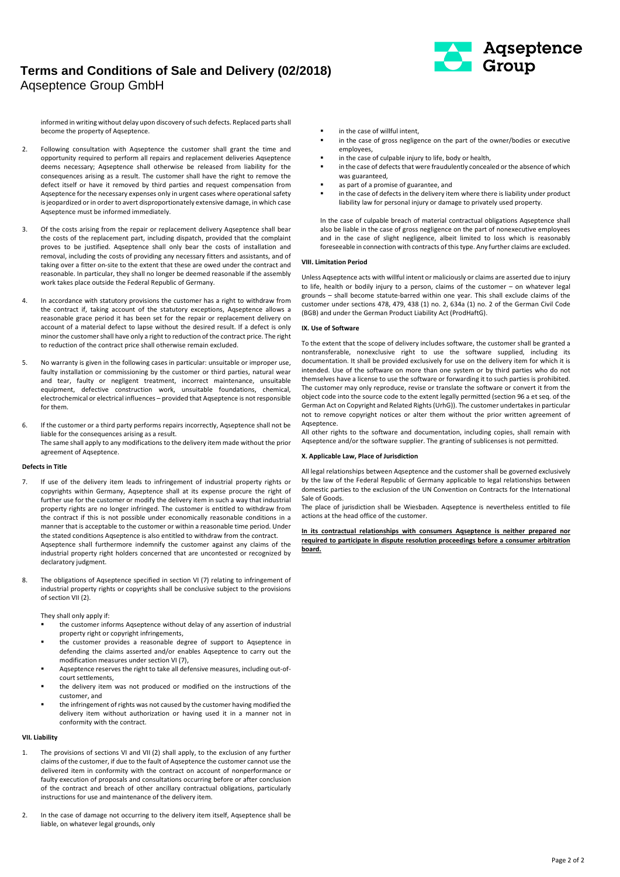informed in writing without delay upon discovery of such defects. Replaced parts shall become the property of Aqseptence.

2. Following consultation with Aqseptence the customer shall grant the time and opportunity required to perform all repairs and replacement deliveries Aqseptence deems necessary; Aqseptence shall otherwise be released from liability for the consequences arising as a result. The customer shall have the right to remove the defect itself or have it removed by third parties and request compensation from Aqseptence for the necessary expenses only in urgent cases where operational safety is jeopardized or in order to avert disproportionately extensive damage, in which case Aqseptence must be informed immediately.

3. Of the costs arising from the repair or replacement delivery Aqseptence shall bear the costs of the replacement part, including dispatch, provided that the complaint proves to be justified. Aqseptence shall only bear the costs of installation and removal, including the costs of providing any necessary fitters and assistants, and of taking over a fitter on-site to the extent that these are owed under the contract and reasonable. In particular, they shall no longer be deemed reasonable if the assembly work takes place outside the Federal Republic of Germany.

4. In accordance with statutory provisions the customer has a right to withdraw from the contract if, taking account of the statutory exceptions, Aqseptence allows a reasonable grace period it has been set for the repair or replacement delivery on account of a material defect to lapse without the desired result. If a defect is only minor the customer shall have only a right to reduction of the contract price. The right to reduction of the contract price shall otherwise remain excluded.

5. No warranty is given in the following cases in particular: unsuitable or improper use, faulty installation or commissioning by the customer or third parties, natural wear and tear, faulty or negligent treatment, incorrect maintenance, unsuitable equipment, defective construction work, unsuitable foundations, chemical, electrochemical or electrical influences – provided that Aqseptence is not responsible for them.

6. If the customer or a third party performs repairs incorrectly, Aqseptence shall not be liable for the consequences arising as a result.
The same shall apply to any modifications to the delivery item made without the prior agreement of Aqseptence.

**Defects in Title**

7. If use of the delivery item leads to infringement of industrial property rights or copyrights within Germany, Aqseptence shall at its expense procure the right of further use for the customer or modify the delivery item in such a way that industrial property rights are no longer infringed. The customer is entitled to withdraw from the contract if this is not possible under economically reasonable conditions in a manner that is acceptable to the customer or within a reasonable time period. Under the stated conditions Aqseptence is also entitled to withdraw from the contract.
Aqseptence shall furthermore indemnify the customer against any claims of the industrial property right holders concerned that are uncontested or recognized by declaratory judgment.

8. The obligations of Aqseptence specified in section VI (7) relating to infringement of industrial property rights or copyrights shall be conclusive subject to the provisions of section VII (2).

   They shall only apply if:
   - the customer informs Aqseptence without delay of any assertion of industrial property right or copyright infringements,
   - the customer provides a reasonable degree of support to Aqseptence in defending the claims asserted and/or enables Aqseptence to carry out the modification measures under section VI (7),
   - Aqseptence reserves the right to take all defensive measures, including out-of-court settlements,
   - the delivery item was not produced or modified on the instructions of the customer, and
   - the infringement of rights was not caused by the customer having modified the delivery item without authorization or having used it in a manner not in conformity with the contract.

**VII. Liability**

1. The provisions of sections VI and VII (2) shall apply, to the exclusion of any further claims of the customer, if due to the fault of Aqseptence the customer cannot use the delivered item in conformity with the contract on account of nonperformance or faulty execution of proposals and consultations occurring before or after conclusion of the contract and breach of other ancillary contractual obligations, particularly instructions for use and maintenance of the delivery item.

2. In the case of damage not occurring to the delivery item itself, Aqseptence shall be liable, on whatever legal grounds, only
   - in the case of willful intent,
   - in the case of gross negligence on the part of the owner/bodies or executive employees,
   - in the case of culpable injury to life, body or health,
   - in the case of defects that were fraudulently concealed or the absence of which was guaranteed,
   - as part of a promise of guarantee, and
   - in the case of defects in the delivery item where there is liability under product liability law for personal injury or damage to privately used property.

   In the case of culpable breach of material contractual obligations Aqseptence shall also be liable in the case of gross negligence on the part of nonexecutive employees and in the case of slight negligence, albeit limited to loss which is reasonably foreseeable in connection with contracts of this type. Any further claims are excluded.

**VIII. Limitation Period**

Unless Aqseptence acts with willful intent or maliciously or claims are asserted due to injury to life, health or bodily injury to a person, claims of the customer – on whatever legal grounds – shall become statute-barred within one year. This shall exclude claims of the customer under sections 478, 479, 438 (1) no. 2, 634a (1) no. 2 of the German Civil Code (BGB) and under the German Product Liability Act (ProdHaftG).

**IX. Use of Software**

To the extent that the scope of delivery includes software, the customer shall be granted a nontransferable, nonexclusive right to use the software supplied, including its documentation. It shall be provided exclusively for use on the delivery item for which it is intended. Use of the software on more than one system or by third parties who do not themselves have a license to use the software or forwarding it to such parties is prohibited. The customer may only reproduce, revise or translate the software or convert it from the object code into the source code to the extent legally permitted (section 96 a et seq. of the German Act on Copyright and Related Rights (UrhG)). The customer undertakes in particular not to remove copyright notices or alter them without the prior written agreement of Aqseptence.
All other rights to the software and documentation, including copies, shall remain with Aqseptence and/or the software supplier. The granting of sublicenses is not permitted.

**X. Applicable Law, Place of Jurisdiction**

All legal relationships between Aqseptence and the customer shall be governed exclusively by the law of the Federal Republic of Germany applicable to legal relationships between domestic parties to the exclusion of the UN Convention on Contracts for the International Sale of Goods.
The place of jurisdiction shall be Wiesbaden. Aqseptence is nevertheless entitled to file actions at the head office of the customer.

**In its contractual relationships with consumers Aqseptence is neither prepared nor required to participate in dispute resolution proceedings before a consumer arbitration board.**